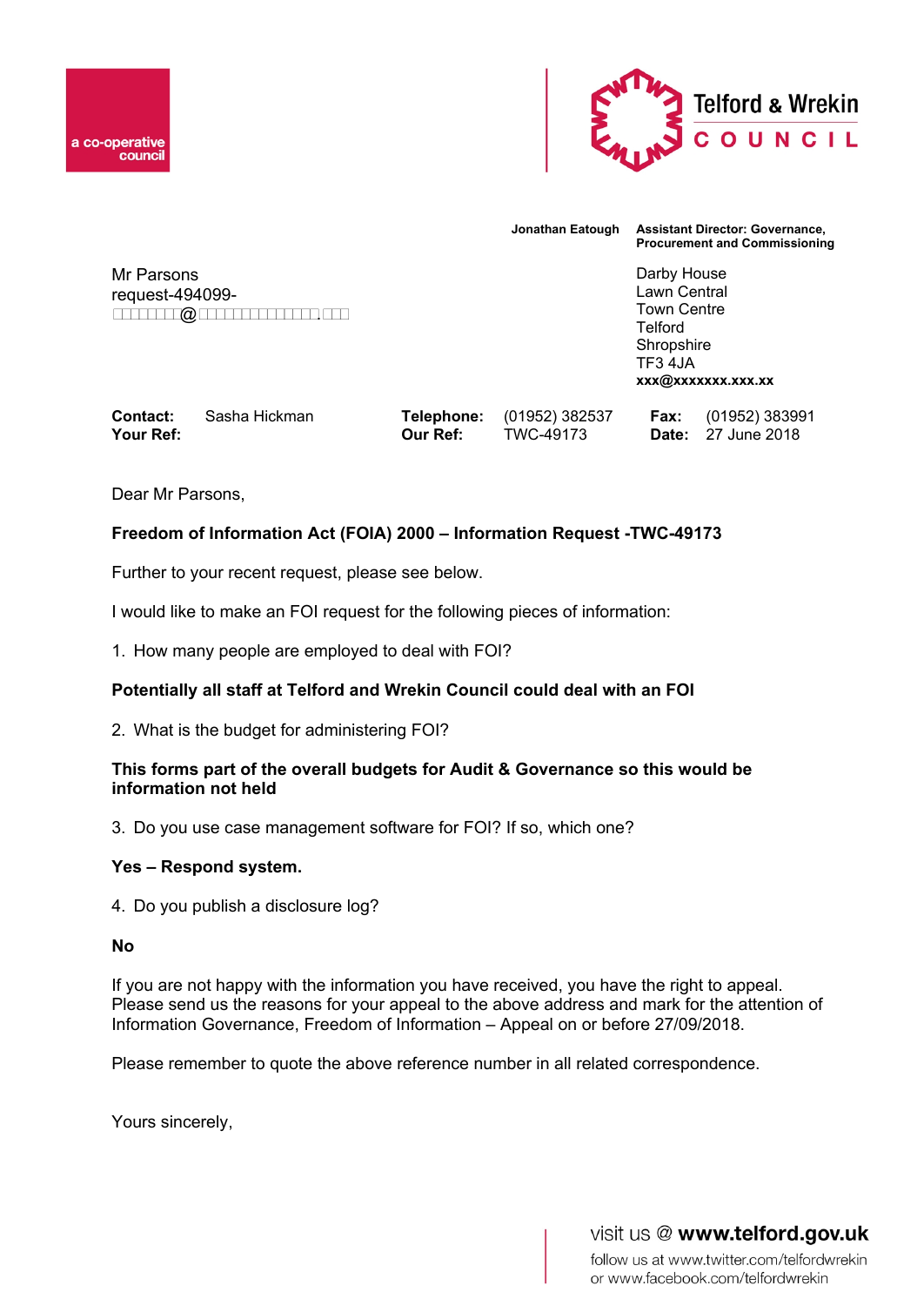a co-operative council

Telford & Wrekin COUNCIL

**Jonathan Eatough** **Assistant Director: Governance, Procurement and Commissioning**

Mr Parsons
request-494099-
□□□□□□□@□□□□□□□□□□□□.□□

Darby House
Lawn Central
Town Centre
Telford
Shropshire
TF3 4JA
**xxx@xxxxxxx.xxx.xx**

| | | | | | |
|---|---|---|---|---|---|
| **Contact:** | Sasha Hickman | **Telephone:** | (01952) 382537 | **Fax:** | (01952) 383991 |
| **Your Ref:** | | **Our Ref:** | TWC-49173 | **Date:** | 27 June 2018 |

Dear Mr Parsons,

**Freedom of Information Act (FOIA) 2000 – Information Request -TWC-49173**

Further to your recent request, please see below.

I would like to make an FOI request for the following pieces of information:

1. How many people are employed to deal with FOI?

**Potentially all staff at Telford and Wrekin Council could deal with an FOI**

2. What is the budget for administering FOI?

**This forms part of the overall budgets for Audit & Governance so this would be information not held**

3. Do you use case management software for FOI? If so, which one?

**Yes – Respond system.**

4. Do you publish a disclosure log?

**No**

If you are not happy with the information you have received, you have the right to appeal. Please send us the reasons for your appeal to the above address and mark for the attention of Information Governance, Freedom of Information – Appeal on or before 27/09/2018.

Please remember to quote the above reference number in all related correspondence.

Yours sincerely,

visit us @ **www.telford.gov.uk**
follow us at www.twitter.com/telfordwrekin
or www.facebook.com/telfordwrekin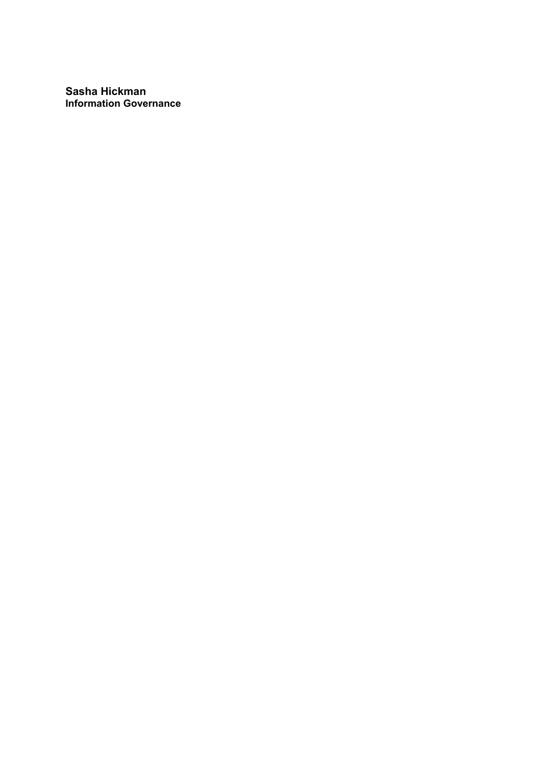**Sasha Hickman**
**Information Governance**